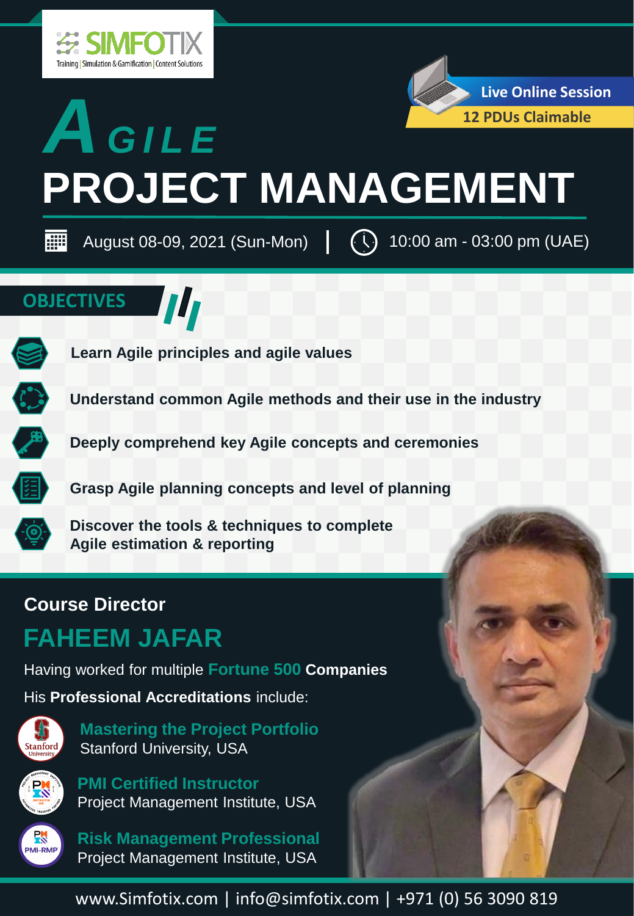SIMFOTIX
Training | Simulation & Gamification | Content Solutions

Live Online Session
12 PDUs Claimable

# AGILE PROJECT MANAGEMENT

August 08-09, 2021 (Sun-Mon) | 10:00 am - 03:00 pm (UAE)

## OBJECTIVES

- **Learn Agile principles and agile values**
- **Understand common Agile methods and their use in the industry**
- **Deeply comprehend key Agile concepts and ceremonies**
- **Grasp Agile planning concepts and level of planning**
- **Discover the tools & techniques to complete Agile estimation & reporting**

## Course Director

## FAHEEM JAFAR

Having worked for multiple **Fortune 500 Companies**

His **Professional Accreditations** include:

**Mastering the Project Portfolio**
Stanford University, USA

**PMI Certified Instructor**
Project Management Institute, USA

**Risk Management Professional**
Project Management Institute, USA

www.Simfotix.com | info@simfotix.com | +971 (0) 56 3090 819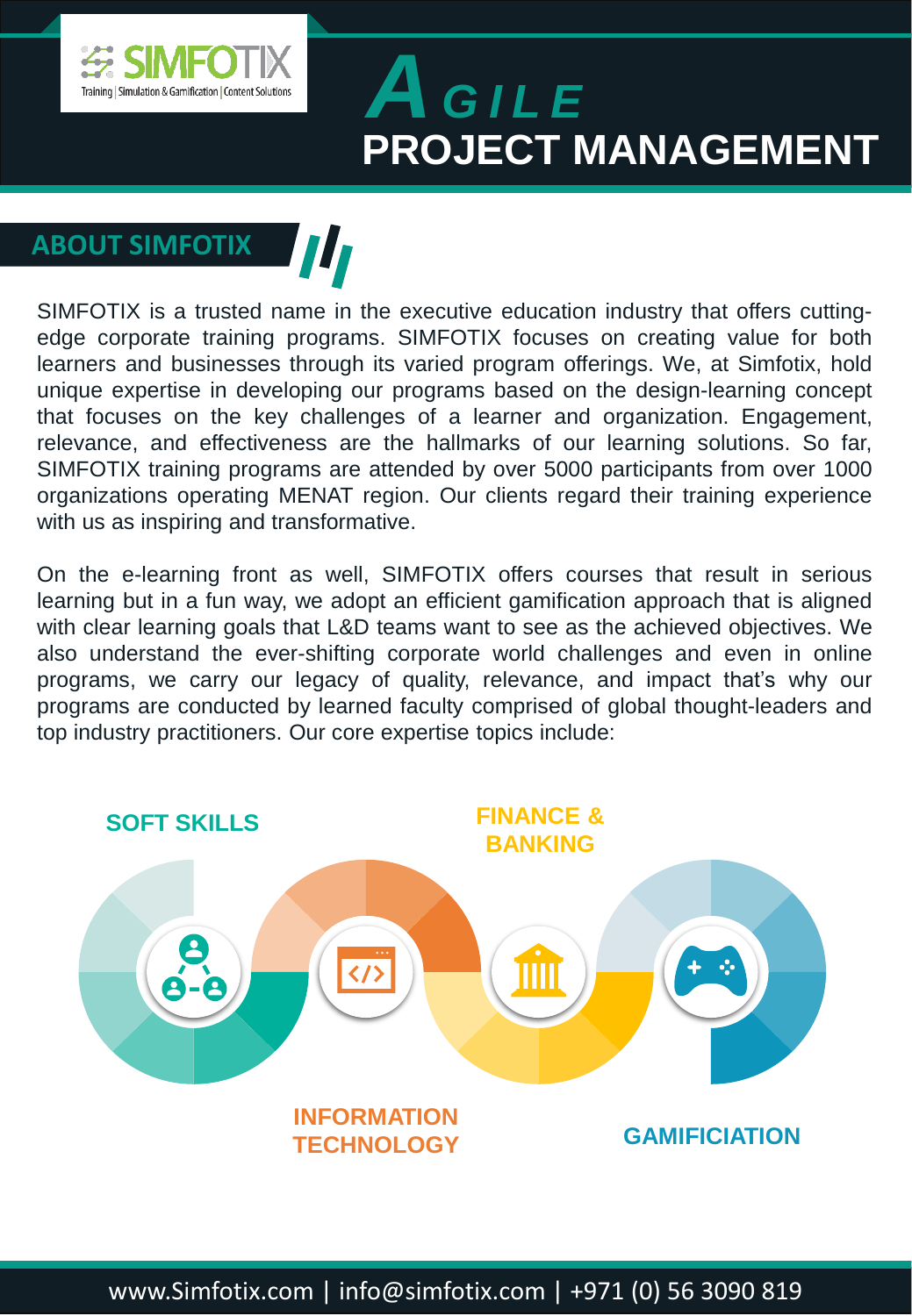# AGILE PROJECT MANAGEMENT

## ABOUT SIMFOTIX

SIMFOTIX is a trusted name in the executive education industry that offers cutting-edge corporate training programs. SIMFOTIX focuses on creating value for both learners and businesses through its varied program offerings. We, at Simfotix, hold unique expertise in developing our programs based on the design-learning concept that focuses on the key challenges of a learner and organization. Engagement, relevance, and effectiveness are the hallmarks of our learning solutions. So far, SIMFOTIX training programs are attended by over 5000 participants from over 1000 organizations operating MENAT region. Our clients regard their training experience with us as inspiring and transformative.

On the e-learning front as well, SIMFOTIX offers courses that result in serious learning but in a fun way, we adopt an efficient gamification approach that is aligned with clear learning goals that L&D teams want to see as the achieved objectives. We also understand the ever-shifting corporate world challenges and even in online programs, we carry our legacy of quality, relevance, and impact that's why our programs are conducted by learned faculty comprised of global thought-leaders and top industry practitioners. Our core expertise topics include:

- SOFT SKILLS
- INFORMATION TECHNOLOGY
- FINANCE & BANKING
- GAMIFICIATION

www.Simfotix.com | info@simfotix.com | +971 (0) 56 3090 819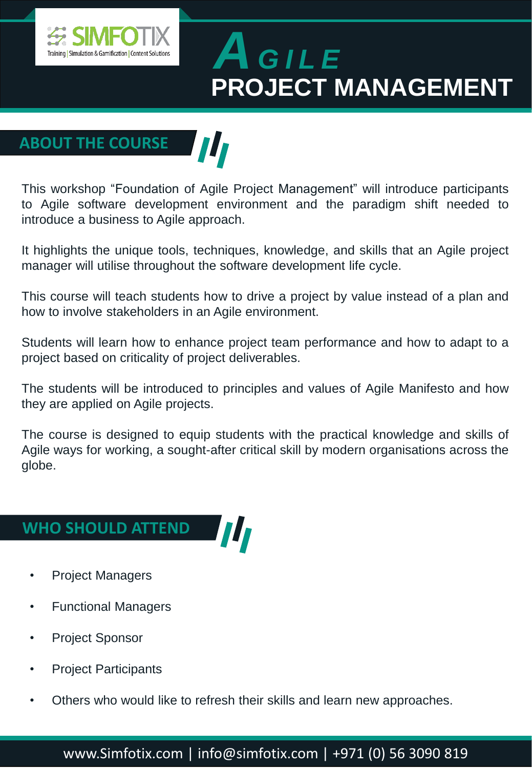# AGILE PROJECT MANAGEMENT

## ABOUT THE COURSE

This workshop "Foundation of Agile Project Management" will introduce participants to Agile software development environment and the paradigm shift needed to introduce a business to Agile approach.

It highlights the unique tools, techniques, knowledge, and skills that an Agile project manager will utilise throughout the software development life cycle.

This course will teach students how to drive a project by value instead of a plan and how to involve stakeholders in an Agile environment.

Students will learn how to enhance project team performance and how to adapt to a project based on criticality of project deliverables.

The students will be introduced to principles and values of Agile Manifesto and how they are applied on Agile projects.

The course is designed to equip students with the practical knowledge and skills of Agile ways for working, a sought-after critical skill by modern organisations across the globe.

## WHO SHOULD ATTEND

- Project Managers
- Functional Managers
- Project Sponsor
- Project Participants
- Others who would like to refresh their skills and learn new approaches.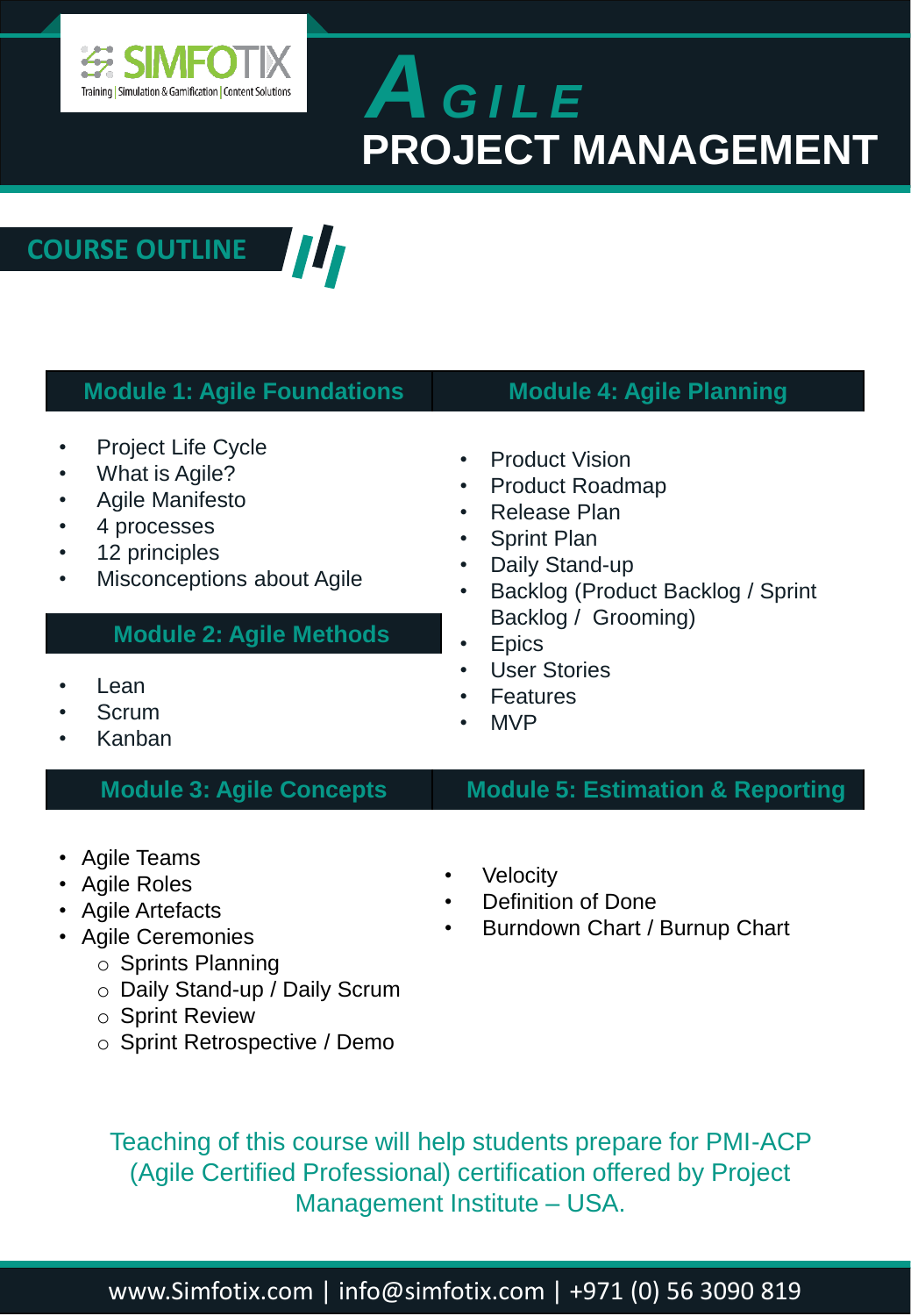SIMFOTIX

Training | Simulation & Gamification | Content Solutions

# AGILE PROJECT MANAGEMENT

## COURSE OUTLINE

### Module 1: Agile Foundations

- Project Life Cycle
- What is Agile?
- Agile Manifesto
- 4 processes
- 12 principles
- Misconceptions about Agile

### Module 2: Agile Methods

- Lean
- Scrum
- Kanban

### Module 3: Agile Concepts

- Agile Teams
- Agile Roles
- Agile Artefacts
- Agile Ceremonies
  - Sprints Planning
  - Daily Stand-up / Daily Scrum
  - Sprint Review
  - Sprint Retrospective / Demo

### Module 4: Agile Planning

- Product Vision
- Product Roadmap
- Release Plan
- Sprint Plan
- Daily Stand-up
- Backlog (Product Backlog / Sprint Backlog / Grooming)
- Epics
- User Stories
- Features
- MVP

### Module 5: Estimation & Reporting

- Velocity
- Definition of Done
- Burndown Chart / Burnup Chart

Teaching of this course will help students prepare for PMI-ACP (Agile Certified Professional) certification offered by Project Management Institute – USA.

www.Simfotix.com | info@simfotix.com | +971 (0) 56 3090 819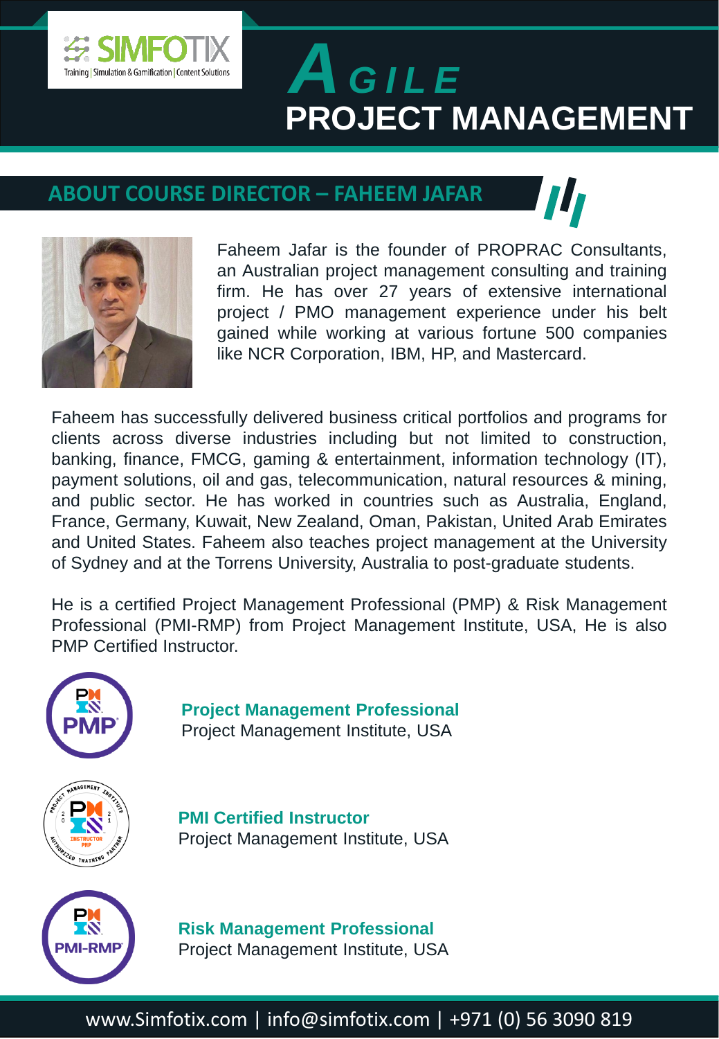# AGILE PROJECT MANAGEMENT

## ABOUT COURSE DIRECTOR – FAHEEM JAFAR

Faheem Jafar is the founder of PROPRAC Consultants, an Australian project management consulting and training firm. He has over 27 years of extensive international project / PMO management experience under his belt gained while working at various fortune 500 companies like NCR Corporation, IBM, HP, and Mastercard.

Faheem has successfully delivered business critical portfolios and programs for clients across diverse industries including but not limited to construction, banking, finance, FMCG, gaming & entertainment, information technology (IT), payment solutions, oil and gas, telecommunication, natural resources & mining, and public sector. He has worked in countries such as Australia, England, France, Germany, Kuwait, New Zealand, Oman, Pakistan, United Arab Emirates and United States. Faheem also teaches project management at the University of Sydney and at the Torrens University, Australia to post-graduate students.

He is a certified Project Management Professional (PMP) & Risk Management Professional (PMI-RMP) from Project Management Institute, USA, He is also PMP Certified Instructor.

**Project Management Professional**
Project Management Institute, USA

**PMI Certified Instructor**
Project Management Institute, USA

**Risk Management Professional**
Project Management Institute, USA

www.Simfotix.com | info@simfotix.com | +971 (0) 56 3090 819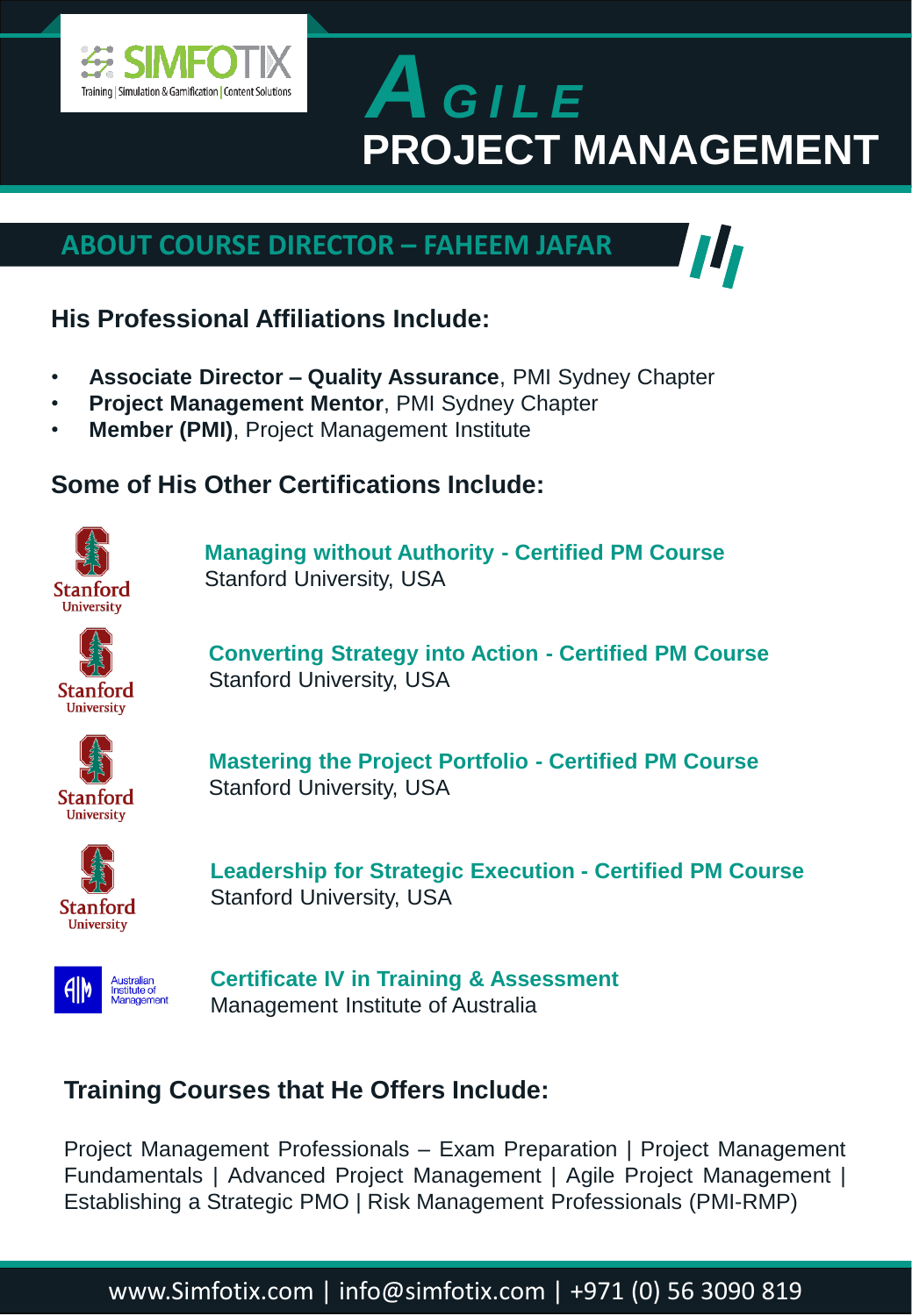# AGILE PROJECT MANAGEMENT

## ABOUT COURSE DIRECTOR – FAHEEM JAFAR

### His Professional Affiliations Include:

- **Associate Director – Quality Assurance**, PMI Sydney Chapter
- **Project Management Mentor**, PMI Sydney Chapter
- **Member (PMI)**, Project Management Institute

### Some of His Other Certifications Include:

**Managing without Authority - Certified PM Course**
Stanford University, USA

**Converting Strategy into Action - Certified PM Course**
Stanford University, USA

**Mastering the Project Portfolio - Certified PM Course**
Stanford University, USA

**Leadership for Strategic Execution - Certified PM Course**
Stanford University, USA

**Certificate IV in Training & Assessment**
Management Institute of Australia

### Training Courses that He Offers Include:

Project Management Professionals – Exam Preparation | Project Management Fundamentals | Advanced Project Management | Agile Project Management | Establishing a Strategic PMO | Risk Management Professionals (PMI-RMP)

www.Simfotix.com | info@simfotix.com | +971 (0) 56 3090 819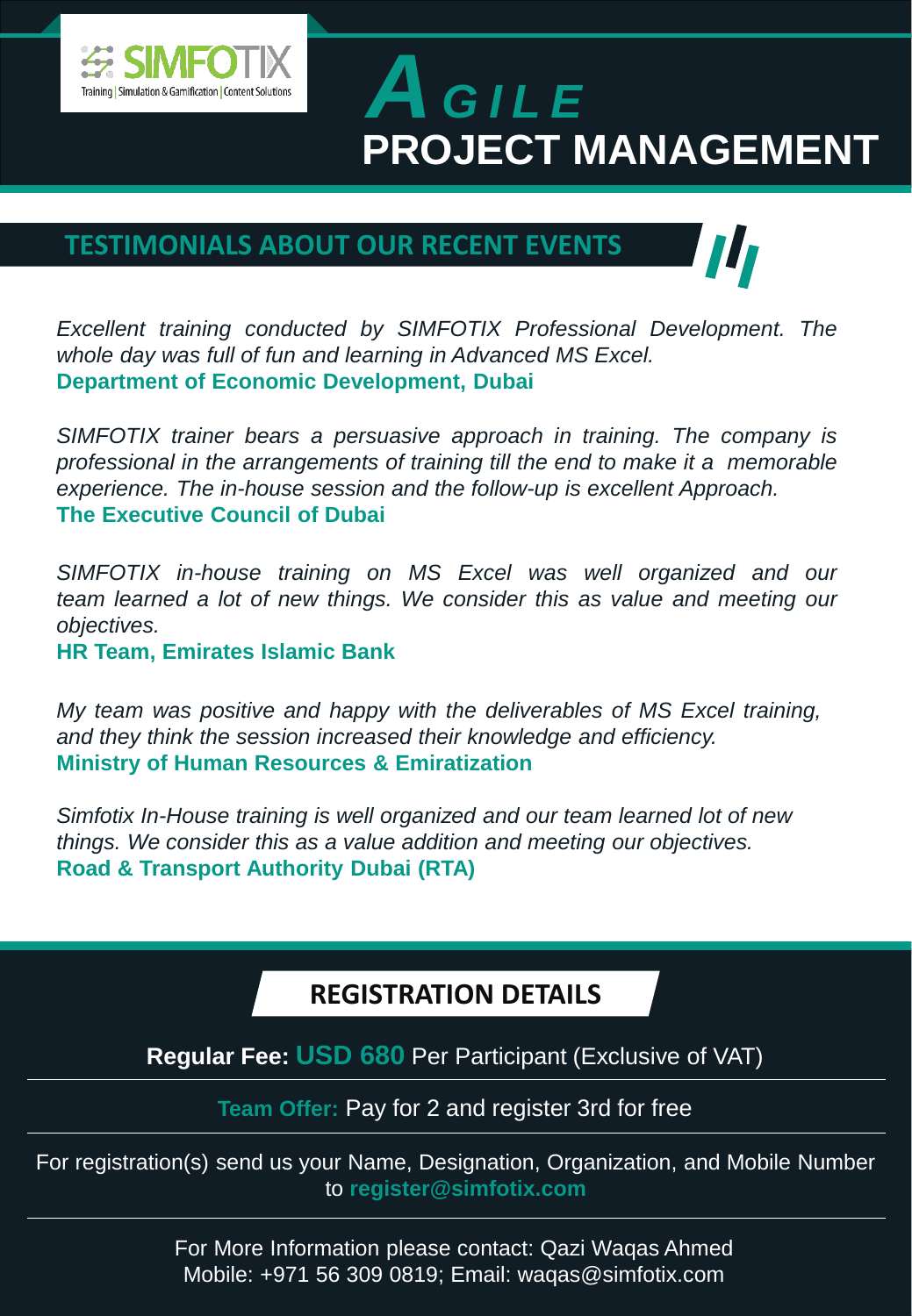SIMFOTIX
Training | Simulation & Gamification | Content Solutions

# AGILE PROJECT MANAGEMENT

## TESTIMONIALS ABOUT OUR RECENT EVENTS

*Excellent training conducted by SIMFOTIX Professional Development. The whole day was full of fun and learning in Advanced MS Excel.*
**Department of Economic Development, Dubai**

*SIMFOTIX trainer bears a persuasive approach in training. The company is professional in the arrangements of training till the end to make it a memorable experience. The in-house session and the follow-up is excellent Approach.*
**The Executive Council of Dubai**

*SIMFOTIX in-house training on MS Excel was well organized and our team learned a lot of new things. We consider this as value and meeting our objectives.*
**HR Team, Emirates Islamic Bank**

*My team was positive and happy with the deliverables of MS Excel training, and they think the session increased their knowledge and efficiency.*
**Ministry of Human Resources & Emiratization**

*Simfotix In-House training is well organized and our team learned lot of new things. We consider this as a value addition and meeting our objectives.*
**Road & Transport Authority Dubai (RTA)**

## REGISTRATION DETAILS

**Regular Fee:** **USD 680** Per Participant (Exclusive of VAT)

**Team Offer:** Pay for 2 and register 3rd for free

For registration(s) send us your Name, Designation, Organization, and Mobile Number to **register@simfotix.com**

For More Information please contact: Qazi Waqas Ahmed
Mobile: +971 56 309 0819; Email: waqas@simfotix.com